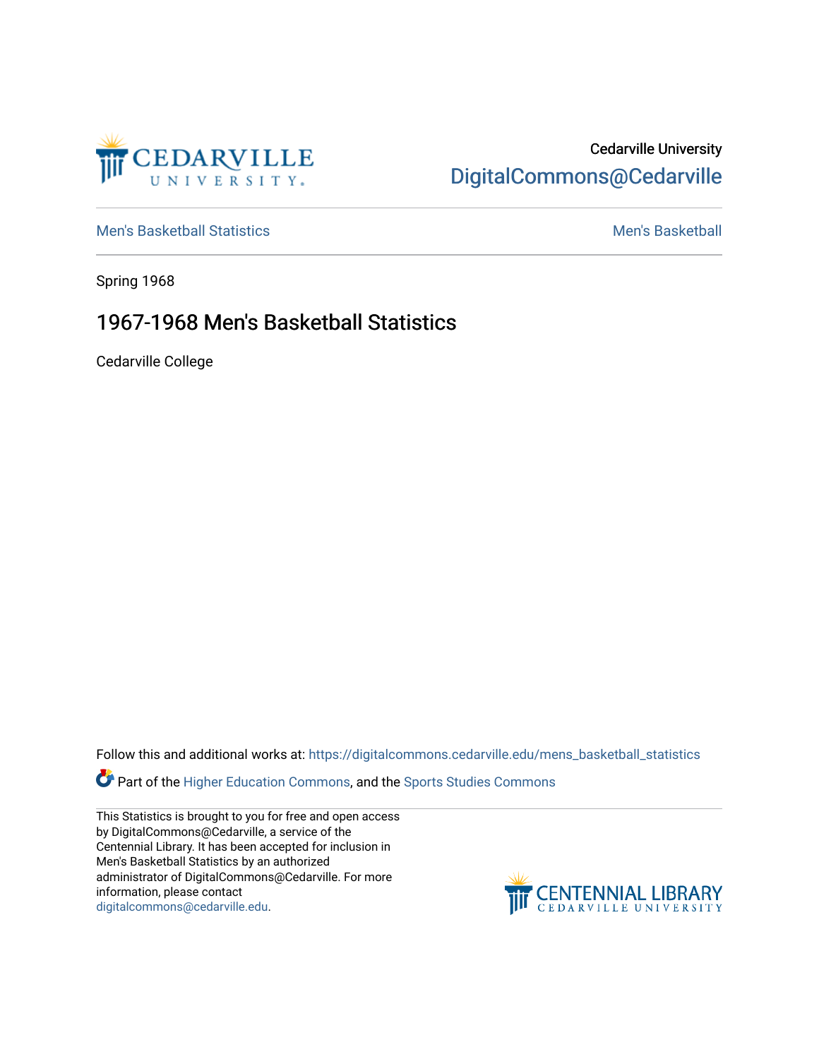Cedarville University

DigitalCommons@Cedarville

Men's Basketball Statistics

Men's Basketball

Spring 1968

# 1967-1968 Men's Basketball Statistics

Cedarville College

Follow this and additional works at: https://digitalcommons.cedarville.edu/mens_basketball_statistics

Part of the Higher Education Commons, and the Sports Studies Commons

This Statistics is brought to you for free and open access by DigitalCommons@Cedarville, a service of the Centennial Library. It has been accepted for inclusion in Men's Basketball Statistics by an authorized administrator of DigitalCommons@Cedarville. For more information, please contact digitalcommons@cedarville.edu.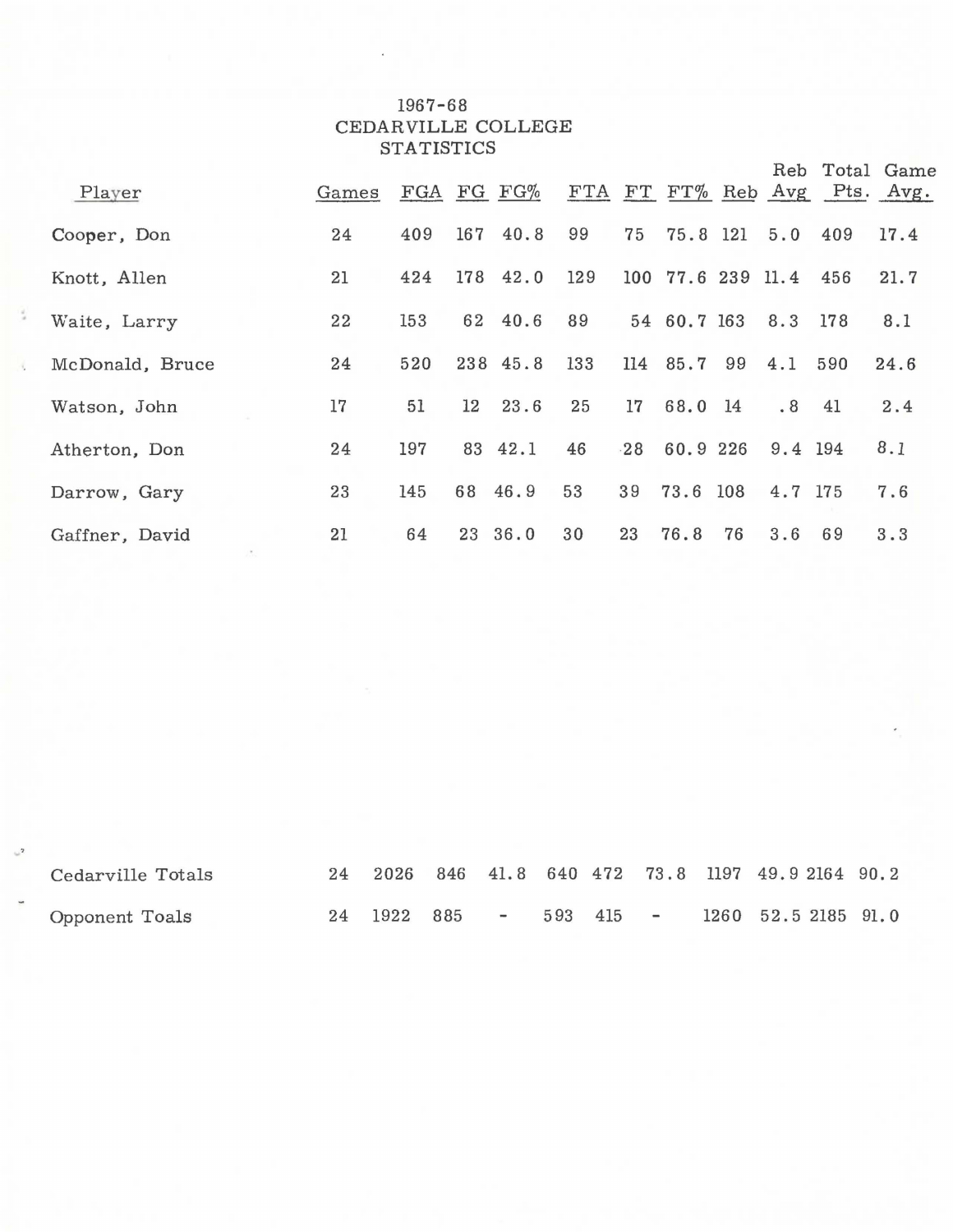1967-68
CEDARVILLE COLLEGE
STATISTICS

| Player | Games | FGA | FG | FG% | FTA | FT | FT% | Reb | Reb Avg | Total Pts. | Game Avg. |
|---|---|---|---|---|---|---|---|---|---|---|---|
| Cooper, Don | 24 | 409 | 167 | 40.8 | 99 | 75 | 75.8 | 121 | 5.0 | 409 | 17.4 |
| Knott, Allen | 21 | 424 | 178 | 42.0 | 129 | 100 | 77.6 | 239 | 11.4 | 456 | 21.7 |
| Waite, Larry | 22 | 153 | 62 | 40.6 | 89 | 54 | 60.7 | 163 | 8.3 | 178 | 8.1 |
| McDonald, Bruce | 24 | 520 | 238 | 45.8 | 133 | 114 | 85.7 | 99 | 4.1 | 590 | 24.6 |
| Watson, John | 17 | 51 | 12 | 23.6 | 25 | 17 | 68.0 | 14 | .8 | 41 | 2.4 |
| Atherton, Don | 24 | 197 | 83 | 42.1 | 46 | 28 | 60.9 | 226 | 9.4 | 194 | 8.1 |
| Darrow, Gary | 23 | 145 | 68 | 46.9 | 53 | 39 | 73.6 | 108 | 4.7 | 175 | 7.6 |
| Gaffner, David | 21 | 64 | 23 | 36.0 | 30 | 23 | 76.8 | 76 | 3.6 | 69 | 3.3 |
| Cedarville Totals | 24 | 2026 | 846 | 41.8 | 640 | 472 | 73.8 | 1197 | 49.9 | 2164 | 90.2 |
| Opponent Toals | 24 | 1922 | 885 | - | 593 | 415 | - | 1260 | 52.5 | 2185 | 91.0 |